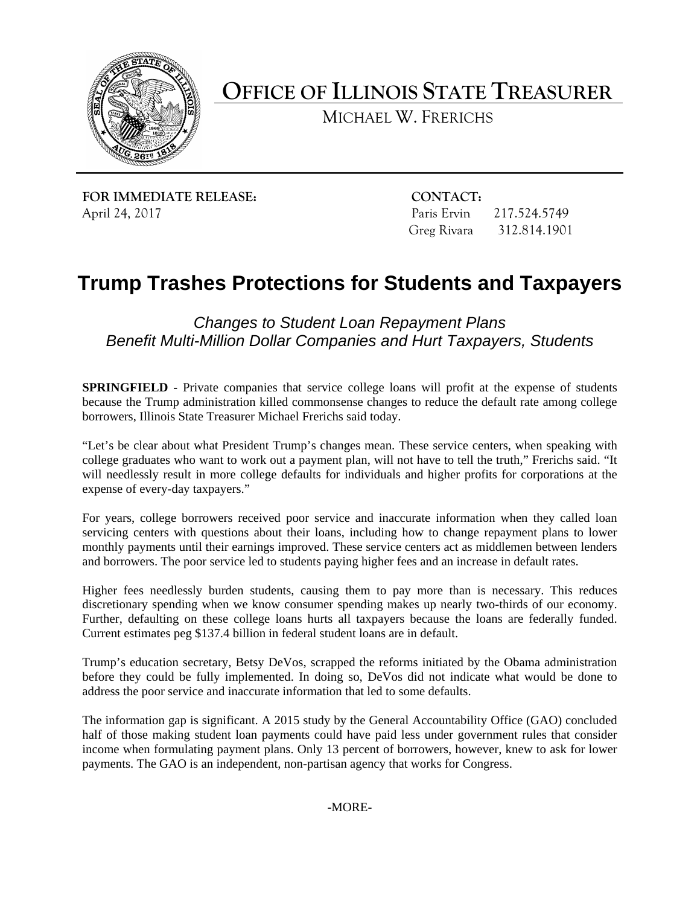# OFFICE OF ILLINOIS STATE TREASURER

MICHAEL W. FRERICHS

**FOR IMMEDIATE RELEASE:**
April 24, 2017

**CONTACT:**
Paris Ervin 217.524.5749
Greg Rivara 312.814.1901

# Trump Trashes Protections for Students and Taxpayers

*Changes to Student Loan Repayment Plans*
*Benefit Multi-Million Dollar Companies and Hurt Taxpayers, Students*

**SPRINGFIELD** - Private companies that service college loans will profit at the expense of students because the Trump administration killed commonsense changes to reduce the default rate among college borrowers, Illinois State Treasurer Michael Frerichs said today.

"Let's be clear about what President Trump's changes mean. These service centers, when speaking with college graduates who want to work out a payment plan, will not have to tell the truth," Frerichs said. "It will needlessly result in more college defaults for individuals and higher profits for corporations at the expense of every-day taxpayers."

For years, college borrowers received poor service and inaccurate information when they called loan servicing centers with questions about their loans, including how to change repayment plans to lower monthly payments until their earnings improved. These service centers act as middlemen between lenders and borrowers. The poor service led to students paying higher fees and an increase in default rates.

Higher fees needlessly burden students, causing them to pay more than is necessary. This reduces discretionary spending when we know consumer spending makes up nearly two-thirds of our economy. Further, defaulting on these college loans hurts all taxpayers because the loans are federally funded. Current estimates peg $137.4 billion in federal student loans are in default.

Trump's education secretary, Betsy DeVos, scrapped the reforms initiated by the Obama administration before they could be fully implemented. In doing so, DeVos did not indicate what would be done to address the poor service and inaccurate information that led to some defaults.

The information gap is significant. A 2015 study by the General Accountability Office (GAO) concluded half of those making student loan payments could have paid less under government rules that consider income when formulating payment plans. Only 13 percent of borrowers, however, knew to ask for lower payments. The GAO is an independent, non-partisan agency that works for Congress.

-MORE-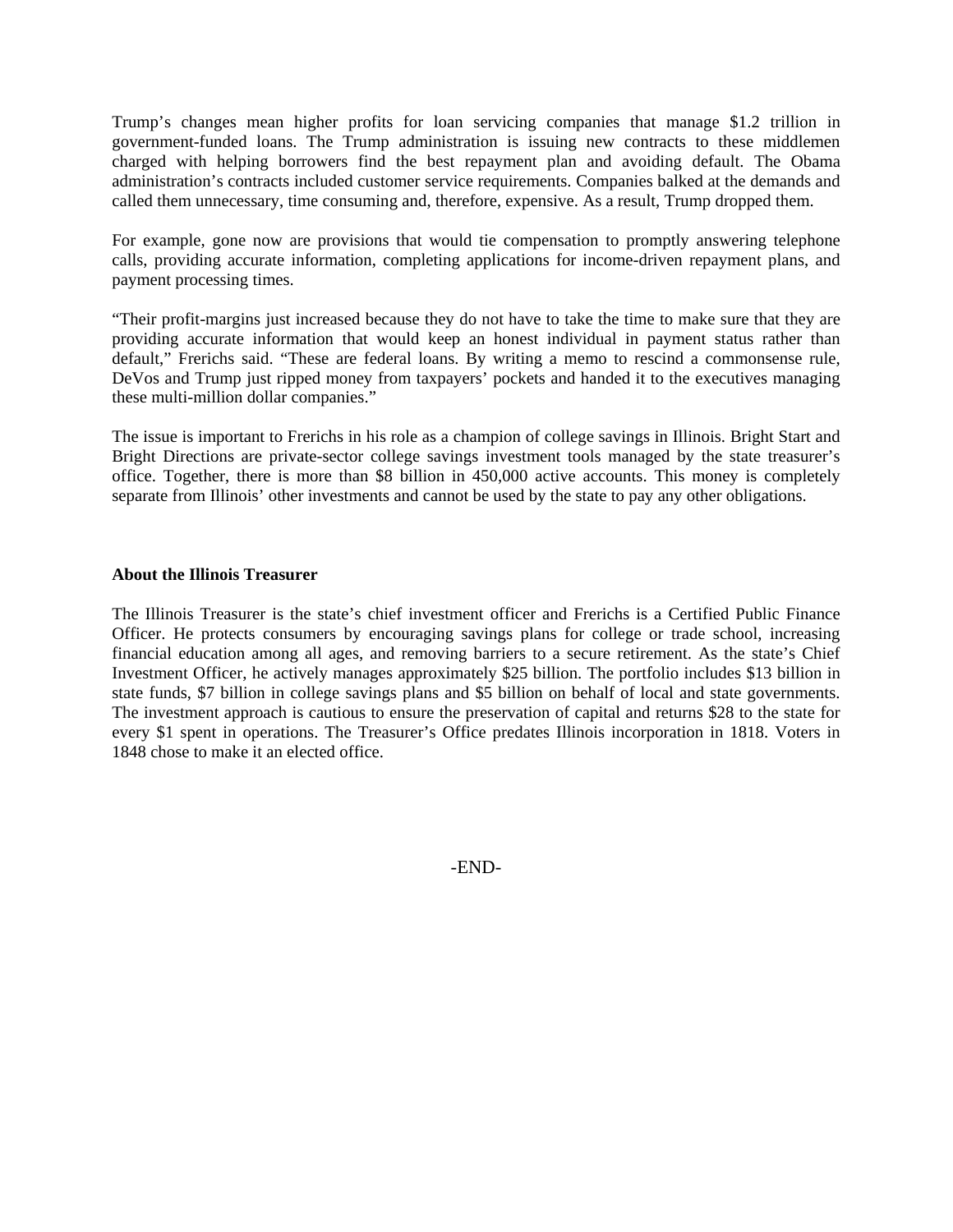Trump's changes mean higher profits for loan servicing companies that manage $1.2 trillion in government-funded loans. The Trump administration is issuing new contracts to these middlemen charged with helping borrowers find the best repayment plan and avoiding default. The Obama administration's contracts included customer service requirements. Companies balked at the demands and called them unnecessary, time consuming and, therefore, expensive. As a result, Trump dropped them.

For example, gone now are provisions that would tie compensation to promptly answering telephone calls, providing accurate information, completing applications for income-driven repayment plans, and payment processing times.

"Their profit-margins just increased because they do not have to take the time to make sure that they are providing accurate information that would keep an honest individual in payment status rather than default," Frerichs said. "These are federal loans. By writing a memo to rescind a commonsense rule, DeVos and Trump just ripped money from taxpayers' pockets and handed it to the executives managing these multi-million dollar companies."

The issue is important to Frerichs in his role as a champion of college savings in Illinois. Bright Start and Bright Directions are private-sector college savings investment tools managed by the state treasurer's office. Together, there is more than $8 billion in 450,000 active accounts. This money is completely separate from Illinois' other investments and cannot be used by the state to pay any other obligations.

**About the Illinois Treasurer**

The Illinois Treasurer is the state's chief investment officer and Frerichs is a Certified Public Finance Officer. He protects consumers by encouraging savings plans for college or trade school, increasing financial education among all ages, and removing barriers to a secure retirement. As the state's Chief Investment Officer, he actively manages approximately $25 billion. The portfolio includes $13 billion in state funds, $7 billion in college savings plans and $5 billion on behalf of local and state governments. The investment approach is cautious to ensure the preservation of capital and returns $28 to the state for every $1 spent in operations. The Treasurer's Office predates Illinois incorporation in 1818. Voters in 1848 chose to make it an elected office.

-END-